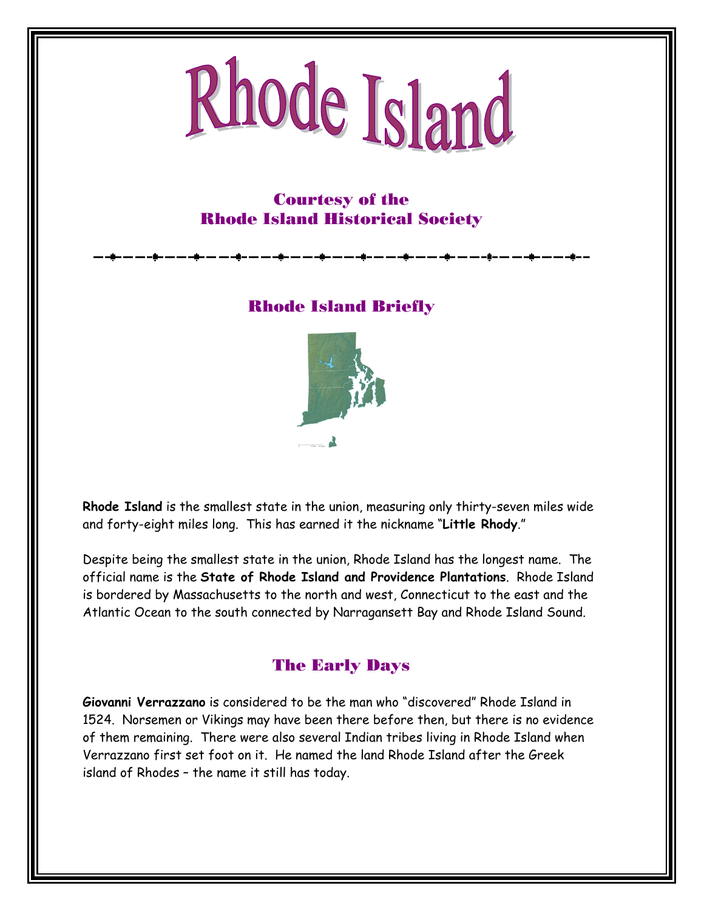# Rhode Island

Courtesy of the
Rhode Island Historical Society

## Rhode Island Briefly

**Rhode Island** is the smallest state in the union, measuring only thirty-seven miles wide and forty-eight miles long. This has earned it the nickname "**Little Rhody**."

Despite being the smallest state in the union, Rhode Island has the longest name. The official name is the **State of Rhode Island and Providence Plantations**. Rhode Island is bordered by Massachusetts to the north and west, Connecticut to the east and the Atlantic Ocean to the south connected by Narragansett Bay and Rhode Island Sound.

## The Early Days

**Giovanni Verrazzano** is considered to be the man who "discovered" Rhode Island in 1524. Norsemen or Vikings may have been there before then, but there is no evidence of them remaining. There were also several Indian tribes living in Rhode Island when Verrazzano first set foot on it. He named the land Rhode Island after the Greek island of Rhodes – the name it still has today.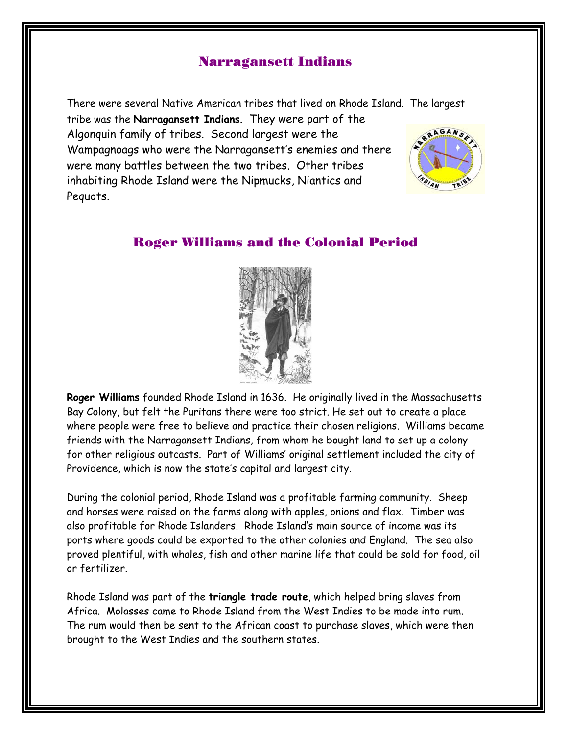## Narragansett Indians

There were several Native American tribes that lived on Rhode Island. The largest tribe was the **Narragansett Indians**. They were part of the Algonquin family of tribes. Second largest were the Wampagnoags who were the Narragansett's enemies and there were many battles between the two tribes. Other tribes inhabiting Rhode Island were the Nipmucks, Niantics and Pequots.

## Roger Williams and the Colonial Period

**Roger Williams** founded Rhode Island in 1636. He originally lived in the Massachusetts Bay Colony, but felt the Puritans there were too strict. He set out to create a place where people were free to believe and practice their chosen religions. Williams became friends with the Narragansett Indians, from whom he bought land to set up a colony for other religious outcasts. Part of Williams' original settlement included the city of Providence, which is now the state's capital and largest city.

During the colonial period, Rhode Island was a profitable farming community. Sheep and horses were raised on the farms along with apples, onions and flax. Timber was also profitable for Rhode Islanders. Rhode Island's main source of income was its ports where goods could be exported to the other colonies and England. The sea also proved plentiful, with whales, fish and other marine life that could be sold for food, oil or fertilizer.

Rhode Island was part of the **triangle trade route**, which helped bring slaves from Africa. Molasses came to Rhode Island from the West Indies to be made into rum. The rum would then be sent to the African coast to purchase slaves, which were then brought to the West Indies and the southern states.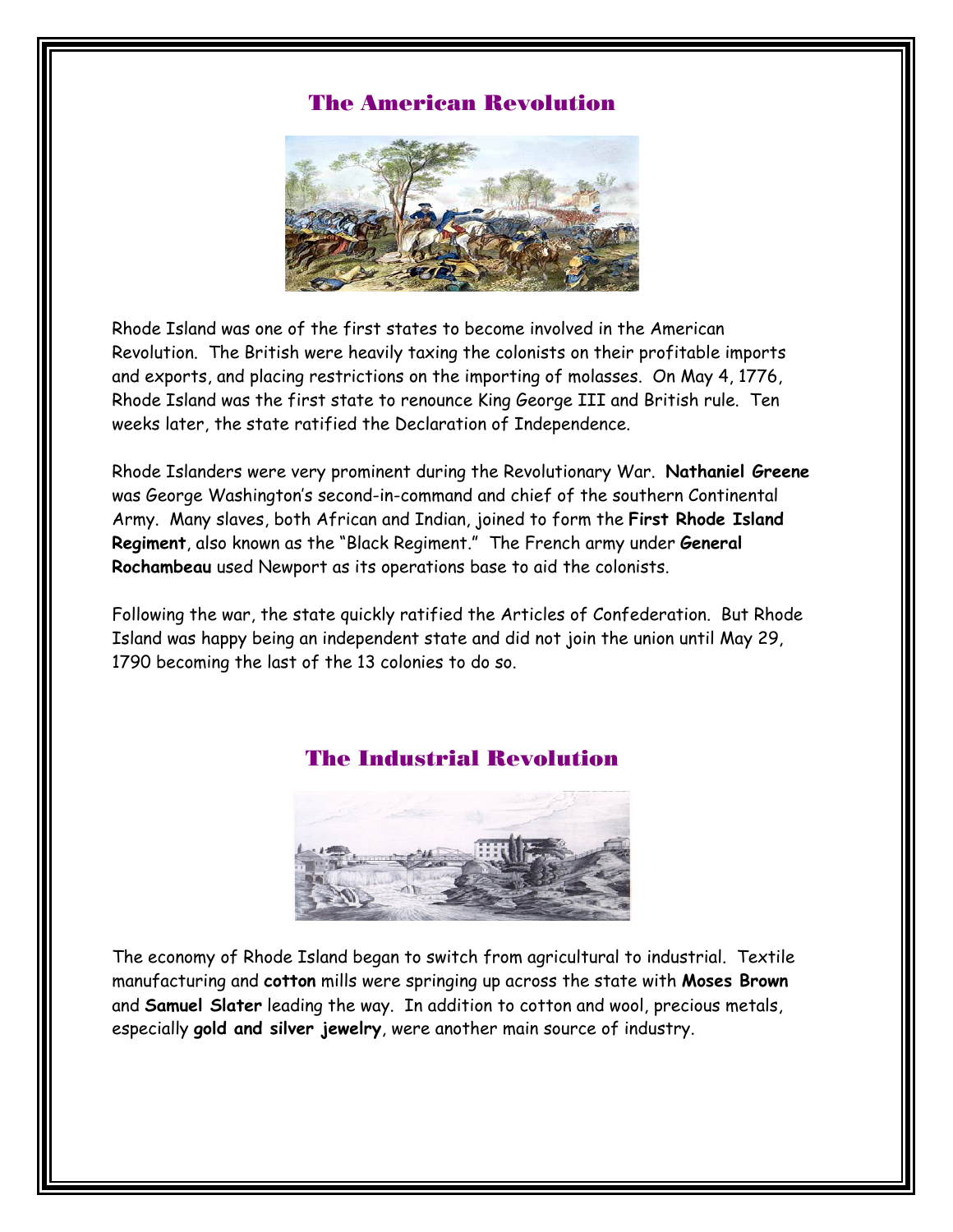## The American Revolution

Rhode Island was one of the first states to become involved in the American Revolution. The British were heavily taxing the colonists on their profitable imports and exports, and placing restrictions on the importing of molasses. On May 4, 1776, Rhode Island was the first state to renounce King George III and British rule. Ten weeks later, the state ratified the Declaration of Independence.

Rhode Islanders were very prominent during the Revolutionary War. **Nathaniel Greene** was George Washington's second-in-command and chief of the southern Continental Army. Many slaves, both African and Indian, joined to form the **First Rhode Island Regiment**, also known as the "Black Regiment." The French army under **General Rochambeau** used Newport as its operations base to aid the colonists.

Following the war, the state quickly ratified the Articles of Confederation. But Rhode Island was happy being an independent state and did not join the union until May 29, 1790 becoming the last of the 13 colonies to do so.

## The Industrial Revolution

The economy of Rhode Island began to switch from agricultural to industrial. Textile manufacturing and **cotton** mills were springing up across the state with **Moses Brown** and **Samuel Slater** leading the way. In addition to cotton and wool, precious metals, especially **gold and silver jewelry**, were another main source of industry.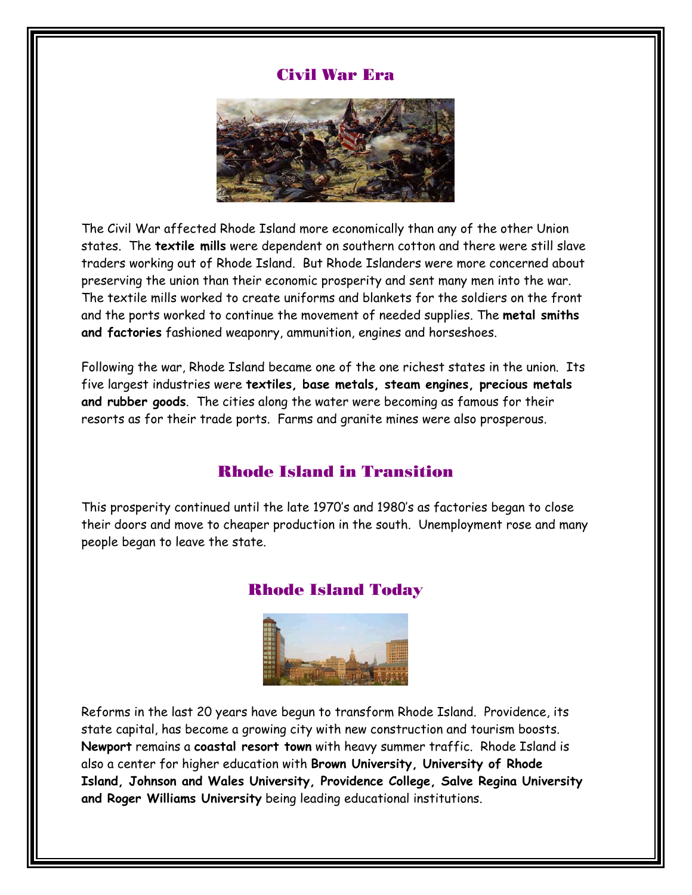## Civil War Era

The Civil War affected Rhode Island more economically than any of the other Union states. The **textile mills** were dependent on southern cotton and there were still slave traders working out of Rhode Island. But Rhode Islanders were more concerned about preserving the union than their economic prosperity and sent many men into the war. The textile mills worked to create uniforms and blankets for the soldiers on the front and the ports worked to continue the movement of needed supplies. The **metal smiths and factories** fashioned weaponry, ammunition, engines and horseshoes.

Following the war, Rhode Island became one of the one richest states in the union. Its five largest industries were **textiles, base metals, steam engines, precious metals and rubber goods**. The cities along the water were becoming as famous for their resorts as for their trade ports. Farms and granite mines were also prosperous.

## Rhode Island in Transition

This prosperity continued until the late 1970's and 1980's as factories began to close their doors and move to cheaper production in the south. Unemployment rose and many people began to leave the state.

## Rhode Island Today

Reforms in the last 20 years have begun to transform Rhode Island. Providence, its state capital, has become a growing city with new construction and tourism boosts. **Newport** remains a **coastal resort town** with heavy summer traffic. Rhode Island is also a center for higher education with **Brown University, University of Rhode Island, Johnson and Wales University, Providence College, Salve Regina University and Roger Williams University** being leading educational institutions.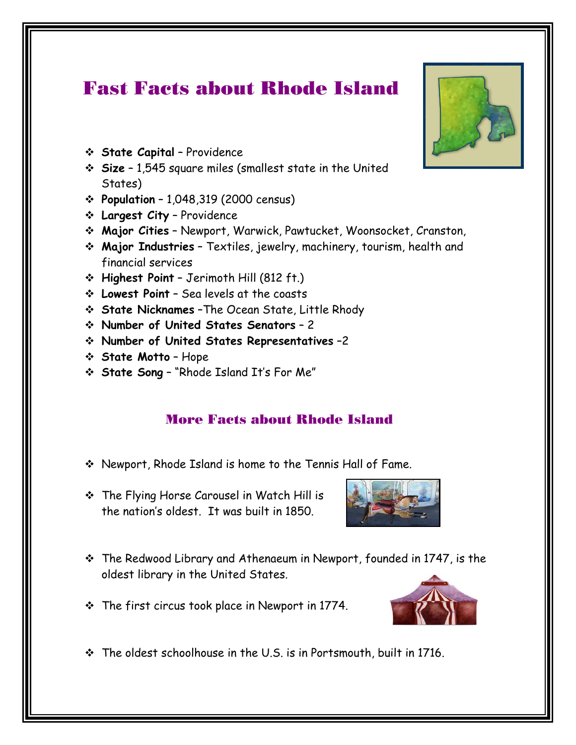# Fast Facts about Rhode Island

- **State Capital** – Providence
- **Size** – 1,545 square miles (smallest state in the United States)
- **Population** – 1,048,319 (2000 census)
- **Largest City** – Providence
- **Major Cities** – Newport, Warwick, Pawtucket, Woonsocket, Cranston,
- **Major Industries** – Textiles, jewelry, machinery, tourism, health and financial services
- **Highest Point** – Jerimoth Hill (812 ft.)
- **Lowest Point** – Sea levels at the coasts
- **State Nicknames** –The Ocean State, Little Rhody
- **Number of United States Senators** – 2
- **Number of United States Representatives** –2
- **State Motto** – Hope
- **State Song** – "Rhode Island It's For Me"

## More Facts about Rhode Island

- Newport, Rhode Island is home to the Tennis Hall of Fame.
- The Flying Horse Carousel in Watch Hill is the nation's oldest. It was built in 1850.
- The Redwood Library and Athenaeum in Newport, founded in 1747, is the oldest library in the United States.
- The first circus took place in Newport in 1774.
- The oldest schoolhouse in the U.S. is in Portsmouth, built in 1716.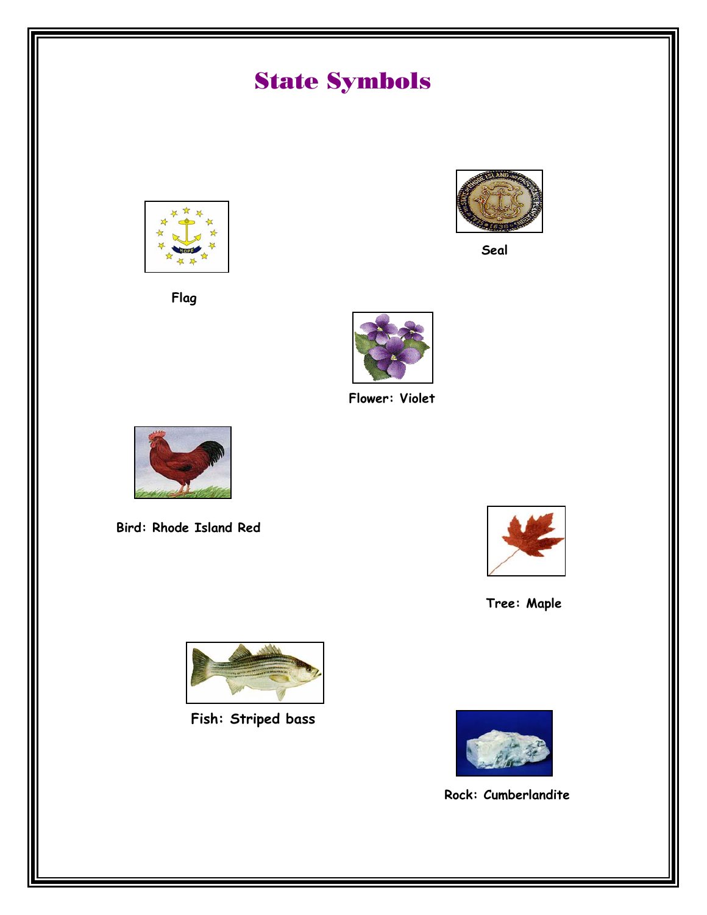# State Symbols

Seal

Flag

Flower: Violet

Bird: Rhode Island Red

Tree: Maple

Fish: Striped bass

Rock: Cumberlandite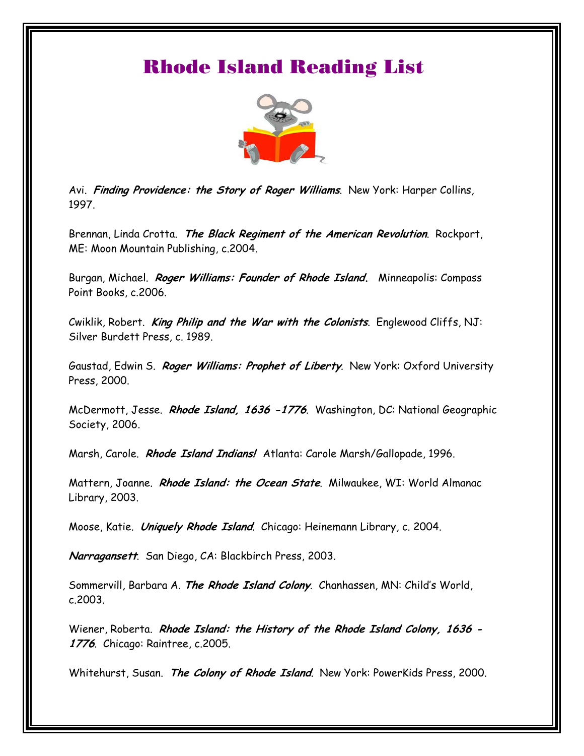# Rhode Island Reading List

Avi. ***Finding Providence: the Story of Roger Williams***. New York: Harper Collins, 1997.

Brennan, Linda Crotta. ***The Black Regiment of the American Revolution***. Rockport, ME: Moon Mountain Publishing, c.2004.

Burgan, Michael. ***Roger Williams: Founder of Rhode Island.*** Minneapolis: Compass Point Books, c.2006.

Cwiklik, Robert. ***King Philip and the War with the Colonists***. Englewood Cliffs, NJ: Silver Burdett Press, c. 1989.

Gaustad, Edwin S. ***Roger Williams: Prophet of Liberty***. New York: Oxford University Press, 2000.

McDermott, Jesse. ***Rhode Island, 1636 -1776***. Washington, DC: National Geographic Society, 2006.

Marsh, Carole. ***Rhode Island Indians!*** Atlanta: Carole Marsh/Gallopade, 1996.

Mattern, Joanne. ***Rhode Island: the Ocean State***. Milwaukee, WI: World Almanac Library, 2003.

Moose, Katie. ***Uniquely Rhode Island***. Chicago: Heinemann Library, c. 2004.

***Narragansett***. San Diego, CA: Blackbirch Press, 2003.

Sommervill, Barbara A. ***The Rhode Island Colony***. Chanhassen, MN: Child's World, c.2003.

Wiener, Roberta. ***Rhode Island: the History of the Rhode Island Colony, 1636 - 1776***. Chicago: Raintree, c.2005.

Whitehurst, Susan. ***The Colony of Rhode Island***. New York: PowerKids Press, 2000.